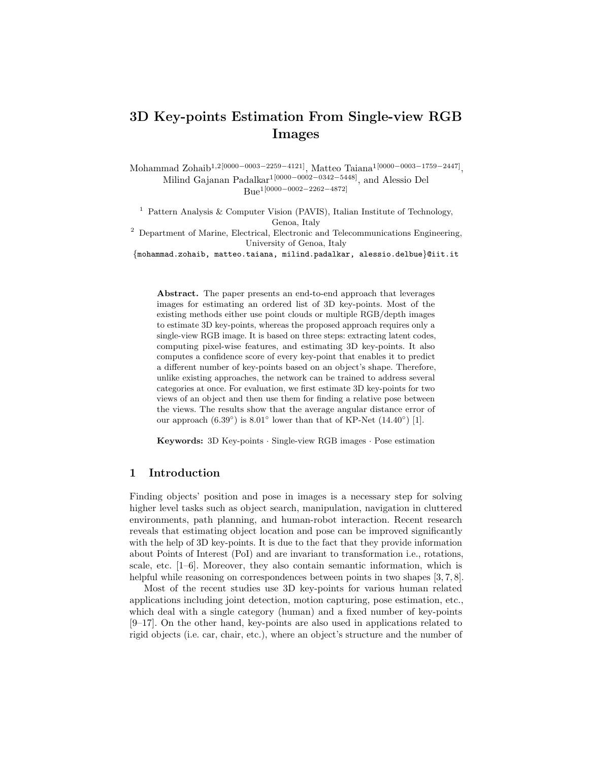# 3D Key-points Estimation From Single-view RGB Images

Mohammad Zohaib[1,2][0000−0003−2259−4121], Matteo Taiana[1][0000−0003−1759−2447], Milind Gajanan Padalkar[1][0000−0002−0342−5448], and Alessio Del Bue[1][0000−0002−2262−4872]

[1] Pattern Analysis & Computer Vision (PAVIS), Italian Institute of Technology, Genoa, Italy

[2] Department of Marine, Electrical, Electronic and Telecommunications Engineering, University of Genoa, Italy

{mohammad.zohaib, matteo.taiana, milind.padalkar, alessio.delbue}@iit.it

**Abstract.** The paper presents an end-to-end approach that leverages images for estimating an ordered list of 3D key-points. Most of the existing methods either use point clouds or multiple RGB/depth images to estimate 3D key-points, whereas the proposed approach requires only a single-view RGB image. It is based on three steps: extracting latent codes, computing pixel-wise features, and estimating 3D key-points. It also computes a confidence score of every key-point that enables it to predict a different number of key-points based on an object's shape. Therefore, unlike existing approaches, the network can be trained to address several categories at once. For evaluation, we first estimate 3D key-points for two views of an object and then use them for finding a relative pose between the views. The results show that the average angular distance error of our approach (6.39°) is 8.01° lower than that of KP-Net (14.40°) [1].

**Keywords:** 3D Key-points · Single-view RGB images · Pose estimation

## 1 Introduction

Finding objects' position and pose in images is a necessary step for solving higher level tasks such as object search, manipulation, navigation in cluttered environments, path planning, and human-robot interaction. Recent research reveals that estimating object location and pose can be improved significantly with the help of 3D key-points. It is due to the fact that they provide information about Points of Interest (PoI) and are invariant to transformation i.e., rotations, scale, etc. [1–6]. Moreover, they also contain semantic information, which is helpful while reasoning on correspondences between points in two shapes [3, 7, 8].

Most of the recent studies use 3D key-points for various human related applications including joint detection, motion capturing, pose estimation, etc., which deal with a single category (human) and a fixed number of key-points [9–17]. On the other hand, key-points are also used in applications related to rigid objects (i.e. car, chair, etc.), where an object's structure and the number of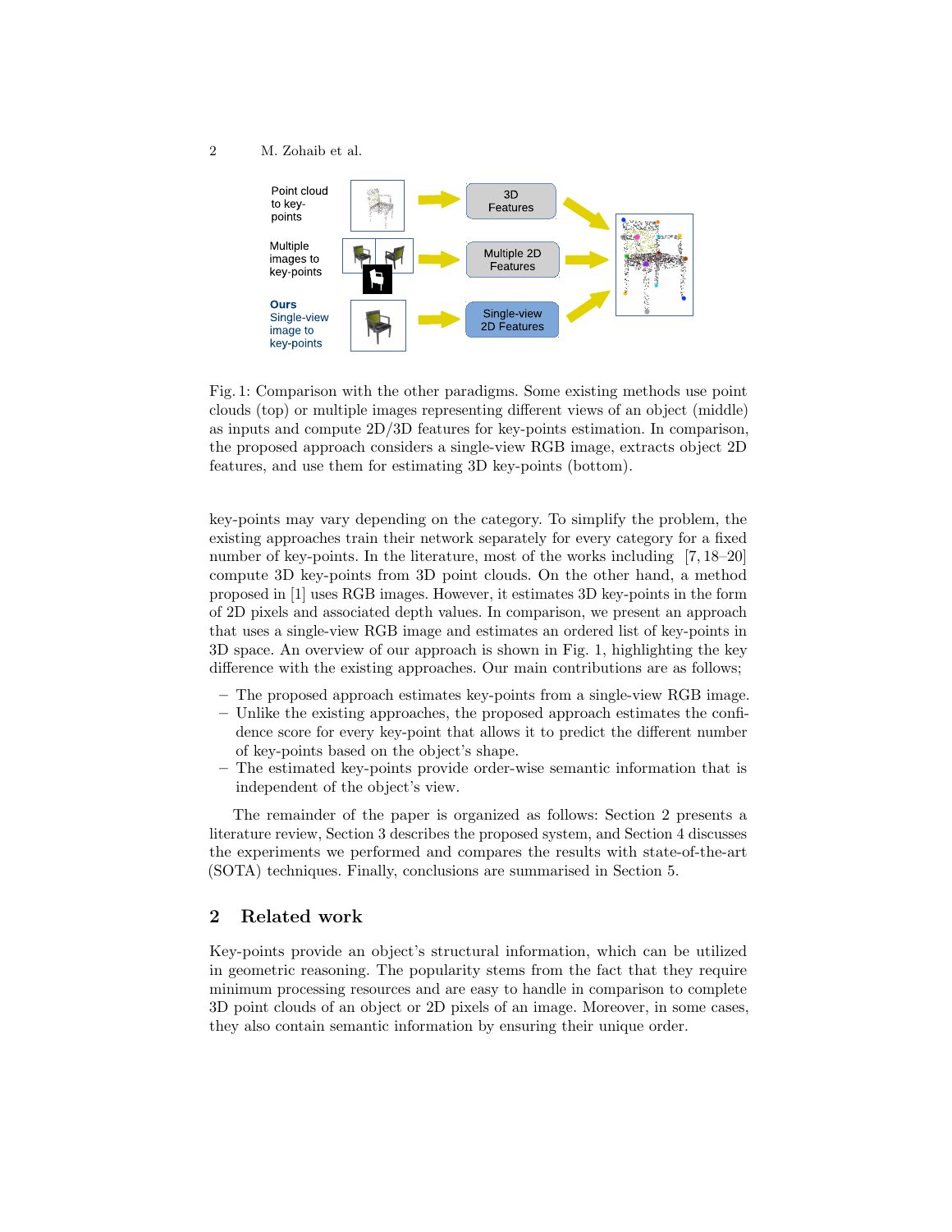Fig. 1: Comparison with the other paradigms. Some existing methods use point clouds (top) or multiple images representing different views of an object (middle) as inputs and compute 2D/3D features for key-points estimation. In comparison, the proposed approach considers a single-view RGB image, extracts object 2D features, and use them for estimating 3D key-points (bottom).

key-points may vary depending on the category. To simplify the problem, the existing approaches train their network separately for every category for a fixed number of key-points. In the literature, most of the works including [7, 18–20] compute 3D key-points from 3D point clouds. On the other hand, a method proposed in [1] uses RGB images. However, it estimates 3D key-points in the form of 2D pixels and associated depth values. In comparison, we present an approach that uses a single-view RGB image and estimates an ordered list of key-points in 3D space. An overview of our approach is shown in Fig. 1, highlighting the key difference with the existing approaches. Our main contributions are as follows;

- The proposed approach estimates key-points from a single-view RGB image.
- Unlike the existing approaches, the proposed approach estimates the confidence score for every key-point that allows it to predict the different number of key-points based on the object's shape.
- The estimated key-points provide order-wise semantic information that is independent of the object's view.

The remainder of the paper is organized as follows: Section 2 presents a literature review, Section 3 describes the proposed system, and Section 4 discusses the experiments we performed and compares the results with state-of-the-art (SOTA) techniques. Finally, conclusions are summarised in Section 5.

## 2 Related work

Key-points provide an object's structural information, which can be utilized in geometric reasoning. The popularity stems from the fact that they require minimum processing resources and are easy to handle in comparison to complete 3D point clouds of an object or 2D pixels of an image. Moreover, in some cases, they also contain semantic information by ensuring their unique order.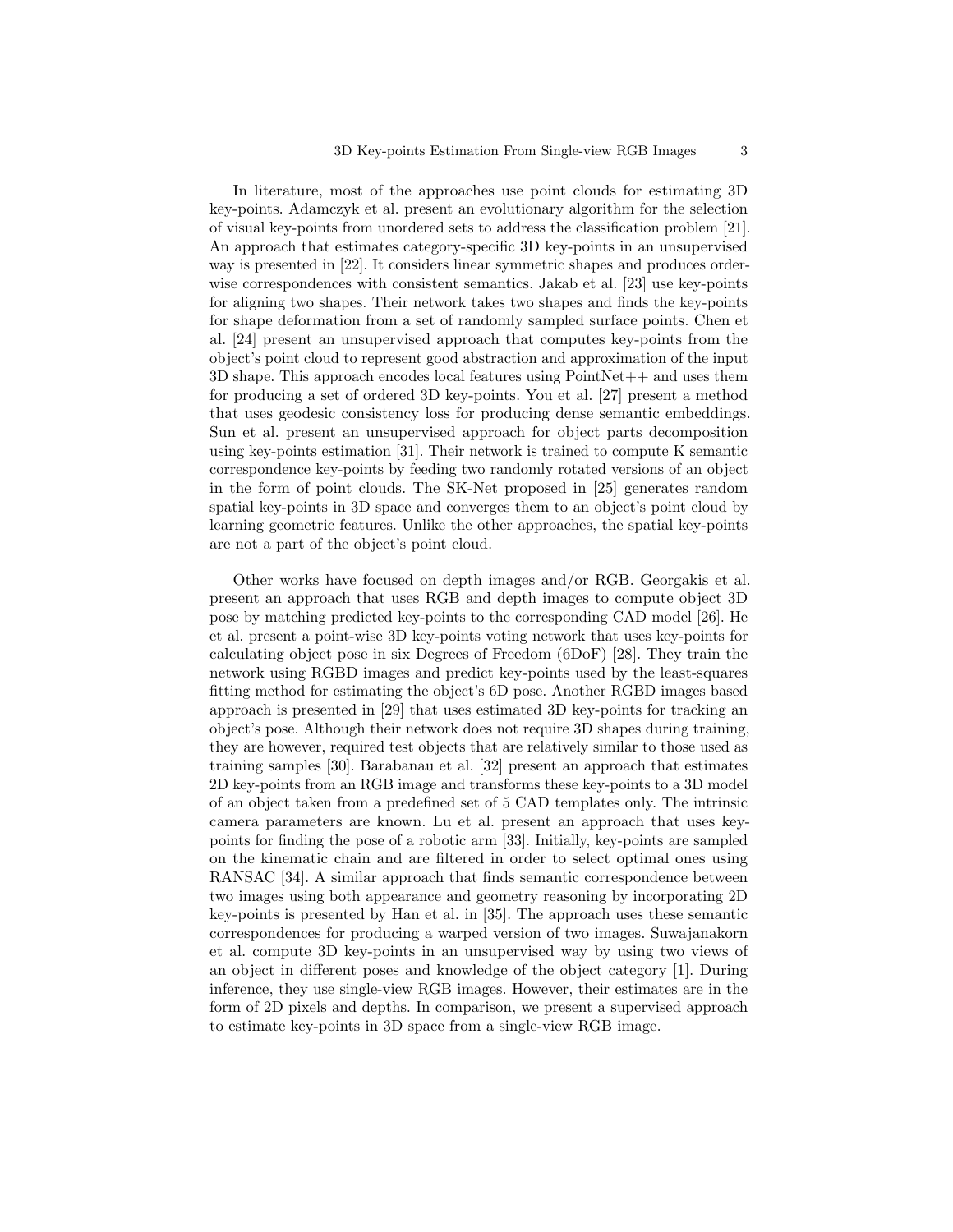In literature, most of the approaches use point clouds for estimating 3D key-points. Adamczyk et al. present an evolutionary algorithm for the selection of visual key-points from unordered sets to address the classification problem [21]. An approach that estimates category-specific 3D key-points in an unsupervised way is presented in [22]. It considers linear symmetric shapes and produces order-wise correspondences with consistent semantics. Jakab et al. [23] use key-points for aligning two shapes. Their network takes two shapes and finds the key-points for shape deformation from a set of randomly sampled surface points. Chen et al. [24] present an unsupervised approach that computes key-points from the object's point cloud to represent good abstraction and approximation of the input 3D shape. This approach encodes local features using PointNet++ and uses them for producing a set of ordered 3D key-points. You et al. [27] present a method that uses geodesic consistency loss for producing dense semantic embeddings. Sun et al. present an unsupervised approach for object parts decomposition using key-points estimation [31]. Their network is trained to compute K semantic correspondence key-points by feeding two randomly rotated versions of an object in the form of point clouds. The SK-Net proposed in [25] generates random spatial key-points in 3D space and converges them to an object's point cloud by learning geometric features. Unlike the other approaches, the spatial key-points are not a part of the object's point cloud.

Other works have focused on depth images and/or RGB. Georgakis et al. present an approach that uses RGB and depth images to compute object 3D pose by matching predicted key-points to the corresponding CAD model [26]. He et al. present a point-wise 3D key-points voting network that uses key-points for calculating object pose in six Degrees of Freedom (6DoF) [28]. They train the network using RGBD images and predict key-points used by the least-squares fitting method for estimating the object's 6D pose. Another RGBD images based approach is presented in [29] that uses estimated 3D key-points for tracking an object's pose. Although their network does not require 3D shapes during training, they are however, required test objects that are relatively similar to those used as training samples [30]. Barabanau et al. [32] present an approach that estimates 2D key-points from an RGB image and transforms these key-points to a 3D model of an object taken from a predefined set of 5 CAD templates only. The intrinsic camera parameters are known. Lu et al. present an approach that uses key-points for finding the pose of a robotic arm [33]. Initially, key-points are sampled on the kinematic chain and are filtered in order to select optimal ones using RANSAC [34]. A similar approach that finds semantic correspondence between two images using both appearance and geometry reasoning by incorporating 2D key-points is presented by Han et al. in [35]. The approach uses these semantic correspondences for producing a warped version of two images. Suwajanakorn et al. compute 3D key-points in an unsupervised way by using two views of an object in different poses and knowledge of the object category [1]. During inference, they use single-view RGB images. However, their estimates are in the form of 2D pixels and depths. In comparison, we present a supervised approach to estimate key-points in 3D space from a single-view RGB image.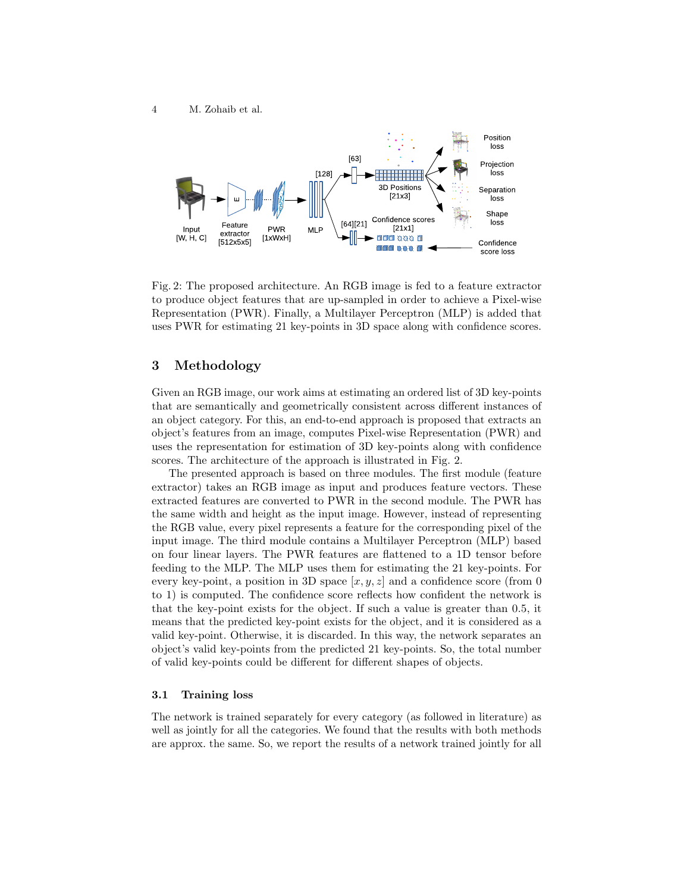Fig. 2: The proposed architecture. An RGB image is fed to a feature extractor to produce object features that are up-sampled in order to achieve a Pixel-wise Representation (PWR). Finally, a Multilayer Perceptron (MLP) is added that uses PWR for estimating 21 key-points in 3D space along with confidence scores.

## 3 Methodology

Given an RGB image, our work aims at estimating an ordered list of 3D key-points that are semantically and geometrically consistent across different instances of an object category. For this, an end-to-end approach is proposed that extracts an object's features from an image, computes Pixel-wise Representation (PWR) and uses the representation for estimation of 3D key-points along with confidence scores. The architecture of the approach is illustrated in Fig. 2.

The presented approach is based on three modules. The first module (feature extractor) takes an RGB image as input and produces feature vectors. These extracted features are converted to PWR in the second module. The PWR has the same width and height as the input image. However, instead of representing the RGB value, every pixel represents a feature for the corresponding pixel of the input image. The third module contains a Multilayer Perceptron (MLP) based on four linear layers. The PWR features are flattened to a 1D tensor before feeding to the MLP. The MLP uses them for estimating the 21 key-points. For every key-point, a position in 3D space $[x, y, z]$ and a confidence score (from 0 to 1) is computed. The confidence score reflects how confident the network is that the key-point exists for the object. If such a value is greater than 0.5, it means that the predicted key-point exists for the object, and it is considered as a valid key-point. Otherwise, it is discarded. In this way, the network separates an object's valid key-points from the predicted 21 key-points. So, the total number of valid key-points could be different for different shapes of objects.

### 3.1 Training loss

The network is trained separately for every category (as followed in literature) as well as jointly for all the categories. We found that the results with both methods are approx. the same. So, we report the results of a network trained jointly for all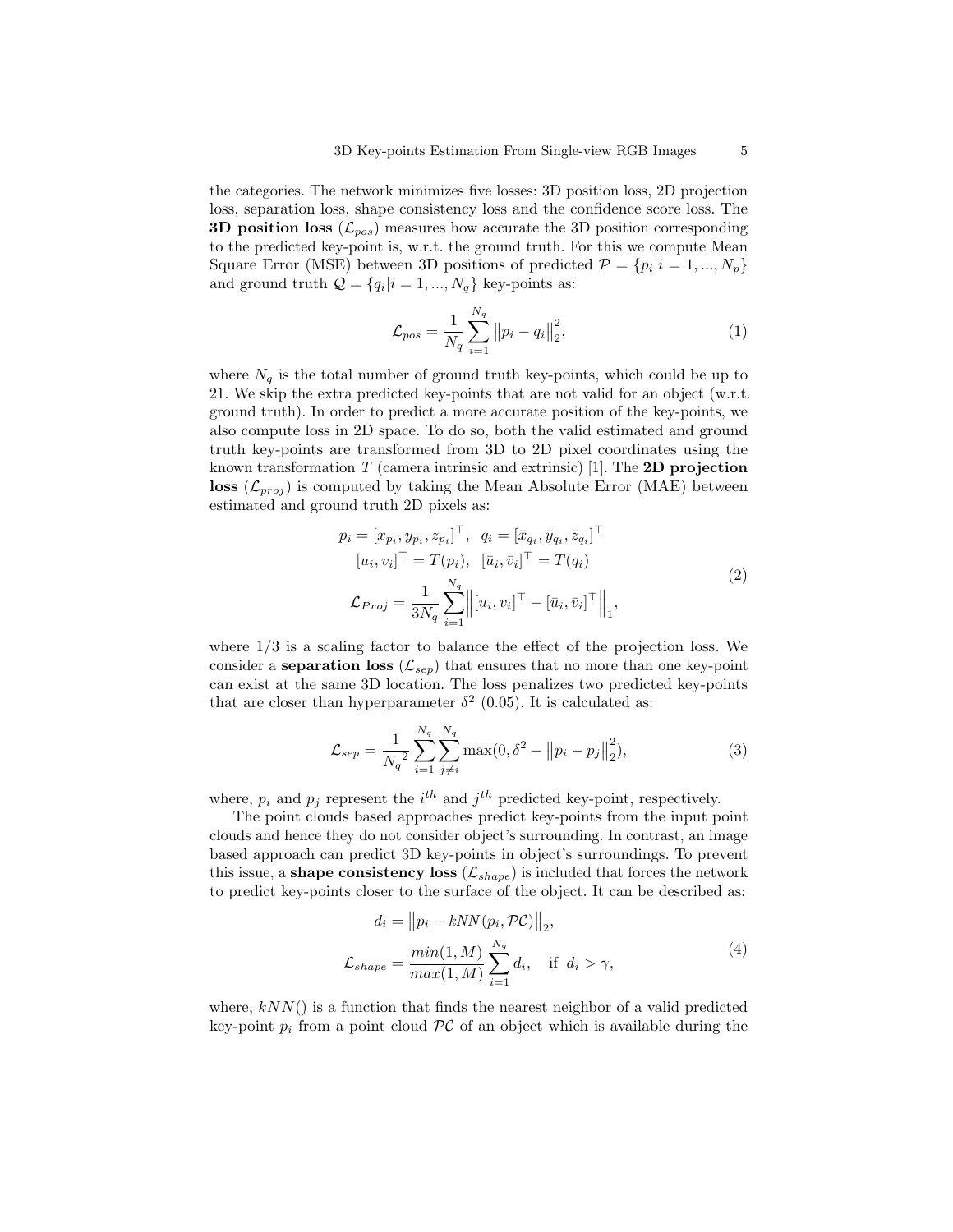the categories. The network minimizes five losses: 3D position loss, 2D projection loss, separation loss, shape consistency loss and the confidence score loss. The **3D position loss** ($\mathcal{L}_{pos}$) measures how accurate the 3D position corresponding to the predicted key-point is, w.r.t. the ground truth. For this we compute Mean Square Error (MSE) between 3D positions of predicted $\mathcal{P} = \{p_i | i = 1, ..., N_p\}$ and ground truth $\mathcal{Q} = \{q_i | i = 1, ..., N_q\}$ key-points as:

$$\mathcal{L}_{pos} = \frac{1}{N_q} \sum_{i=1}^{N_q} \left\| p_i - q_i \right\|_2^2, \tag{1}$$

where $N_q$ is the total number of ground truth key-points, which could be up to 21. We skip the extra predicted key-points that are not valid for an object (w.r.t. ground truth). In order to predict a more accurate position of the key-points, we also compute loss in 2D space. To do so, both the valid estimated and ground truth key-points are transformed from 3D to 2D pixel coordinates using the known transformation $T$ (camera intrinsic and extrinsic) [1]. The **2D projection loss** ($\mathcal{L}_{proj}$) is computed by taking the Mean Absolute Error (MAE) between estimated and ground truth 2D pixels as:

$$\begin{gathered} p_i = [x_{p_i}, y_{p_i}, z_{p_i}]^\top, \quad q_i = [\bar{x}_{q_i}, \bar{y}_{q_i}, \bar{z}_{q_i}]^\top \\ [u_i, v_i]^\top = T(p_i), \quad [\bar{u}_i, \bar{v}_i]^\top = T(q_i) \\ \mathcal{L}_{Proj} = \frac{1}{3N_q} \sum_{i=1}^{N_q} \left\| [u_i, v_i]^\top - [\bar{u}_i, \bar{v}_i]^\top \right\|_1, \end{gathered} \tag{2}$$

where $1/3$ is a scaling factor to balance the effect of the projection loss. We consider a **separation loss** ($\mathcal{L}_{sep}$) that ensures that no more than one key-point can exist at the same 3D location. The loss penalizes two predicted key-points that are closer than hyperparameter $\delta^2$ (0.05). It is calculated as:

$$\mathcal{L}_{sep} = \frac{1}{{N_q}^2} \sum_{i=1}^{N_q} \sum_{j \neq i}^{N_q} \max(0, \delta^2 - \left\| p_i - p_j \right\|_2^2), \tag{3}$$

where, $p_i$ and $p_j$ represent the $i^{th}$ and $j^{th}$ predicted key-point, respectively.

The point clouds based approaches predict key-points from the input point clouds and hence they do not consider object's surrounding. In contrast, an image based approach can predict 3D key-points in object's surroundings. To prevent this issue, a **shape consistency loss** ($\mathcal{L}_{shape}$) is included that forces the network to predict key-points closer to the surface of the object. It can be described as:

$$\begin{gathered} d_i = \left\| p_i - kNN(p_i, \mathcal{PC}) \right\|_2, \\ \mathcal{L}_{shape} = \frac{min(1, M)}{max(1, M)} \sum_{i=1}^{N_q} d_i, \quad \text{if } \ d_i > \gamma, \end{gathered} \tag{4}$$

where, $kNN()$ is a function that finds the nearest neighbor of a valid predicted key-point $p_i$ from a point cloud $\mathcal{PC}$ of an object which is available during the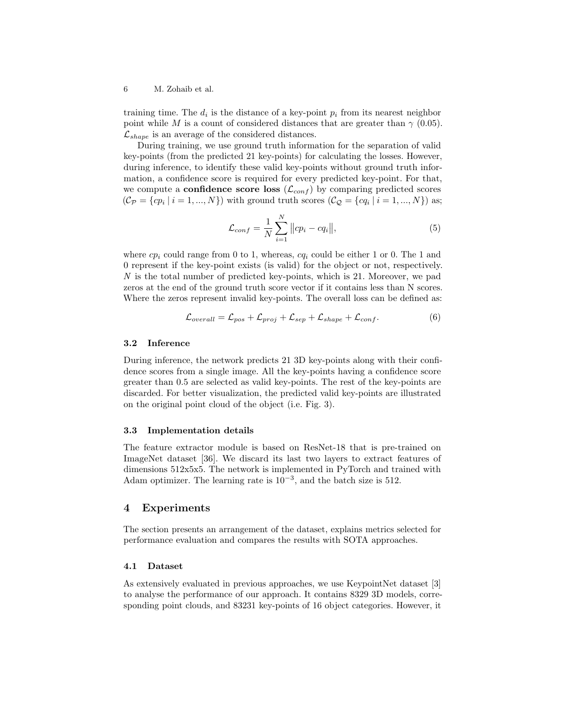training time. The $d_i$ is the distance of a key-point $p_i$ from its nearest neighbor point while $M$ is a count of considered distances that are greater than $\gamma$ (0.05). $\mathcal{L}_{shape}$ is an average of the considered distances.

During training, we use ground truth information for the separation of valid key-points (from the predicted 21 key-points) for calculating the losses. However, during inference, to identify these valid key-points without ground truth information, a confidence score is required for every predicted key-point. For that, we compute a **confidence score loss** ($\mathcal{L}_{conf}$) by comparing predicted scores ($\mathcal{C}_{\mathcal{P}} = \{cp_i \mid i = 1, ..., N\}$) with ground truth scores ($\mathcal{C}_{\mathcal{Q}} = \{cq_i \mid i = 1, ..., N\}$) as;

$$\mathcal{L}_{conf} = \frac{1}{N} \sum_{i=1}^{N} \left\| cp_i - cq_i \right\|, \tag{5}$$

where $cp_i$ could range from 0 to 1, whereas, $cq_i$ could be either 1 or 0. The 1 and 0 represent if the key-point exists (is valid) for the object or not, respectively. $N$ is the total number of predicted key-points, which is 21. Moreover, we pad zeros at the end of the ground truth score vector if it contains less than N scores. Where the zeros represent invalid key-points. The overall loss can be defined as:

$$\mathcal{L}_{overall} = \mathcal{L}_{pos} + \mathcal{L}_{proj} + \mathcal{L}_{sep} + \mathcal{L}_{shape} + \mathcal{L}_{conf}. \tag{6}$$

### 3.2 Inference

During inference, the network predicts 21 3D key-points along with their confidence scores from a single image. All the key-points having a confidence score greater than 0.5 are selected as valid key-points. The rest of the key-points are discarded. For better visualization, the predicted valid key-points are illustrated on the original point cloud of the object (i.e. Fig. 3).

### 3.3 Implementation details

The feature extractor module is based on ResNet-18 that is pre-trained on ImageNet dataset [36]. We discard its last two layers to extract features of dimensions 512x5x5. The network is implemented in PyTorch and trained with Adam optimizer. The learning rate is $10^{-3}$, and the batch size is 512.

## 4 Experiments

The section presents an arrangement of the dataset, explains metrics selected for performance evaluation and compares the results with SOTA approaches.

### 4.1 Dataset

As extensively evaluated in previous approaches, we use KeypointNet dataset [3] to analyse the performance of our approach. It contains 8329 3D models, corresponding point clouds, and 83231 key-points of 16 object categories. However, it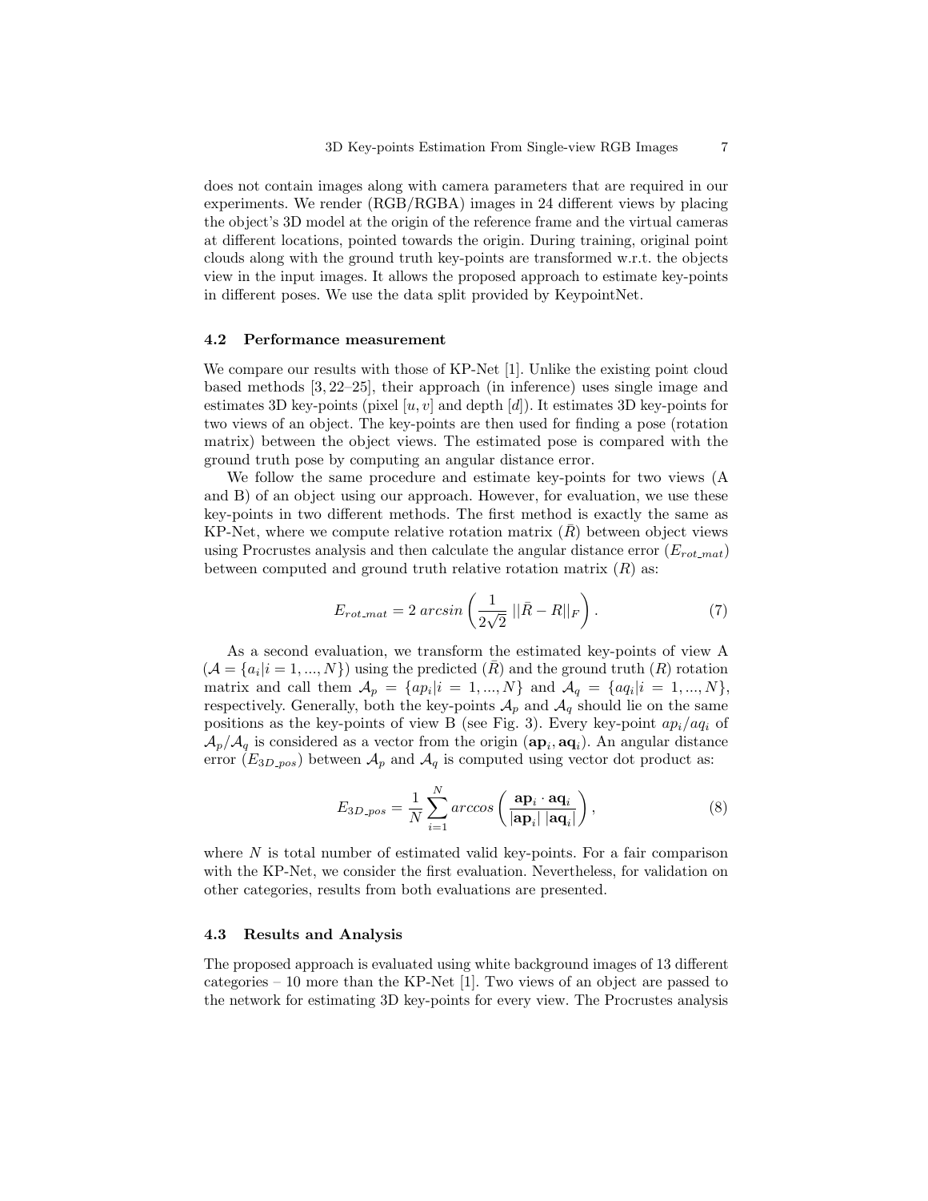does not contain images along with camera parameters that are required in our experiments. We render (RGB/RGBA) images in 24 different views by placing the object's 3D model at the origin of the reference frame and the virtual cameras at different locations, pointed towards the origin. During training, original point clouds along with the ground truth key-points are transformed w.r.t. the objects view in the input images. It allows the proposed approach to estimate key-points in different poses. We use the data split provided by KeypointNet.

### 4.2 Performance measurement

We compare our results with those of KP-Net [1]. Unlike the existing point cloud based methods [3, 22–25], their approach (in inference) uses single image and estimates 3D key-points (pixel $[u, v]$ and depth $[d]$). It estimates 3D key-points for two views of an object. The key-points are then used for finding a pose (rotation matrix) between the object views. The estimated pose is compared with the ground truth pose by computing an angular distance error.

We follow the same procedure and estimate key-points for two views (A and B) of an object using our approach. However, for evaluation, we use these key-points in two different methods. The first method is exactly the same as KP-Net, where we compute relative rotation matrix ($\bar{R}$) between object views using Procrustes analysis and then calculate the angular distance error ($E_{rot\_mat}$) between computed and ground truth relative rotation matrix ($R$) as:

$$E_{rot\_mat} = 2\ arcsin\left(\frac{1}{2\sqrt{2}}\ ||\bar{R} - R||_F\right). \tag{7}$$

As a second evaluation, we transform the estimated key-points of view A ($\mathcal{A} = \{a_i | i = 1, ..., N\}$) using the predicted ($\bar{R}$) and the ground truth ($R$) rotation matrix and call them $\mathcal{A}_p = \{ap_i | i = 1, ..., N\}$ and $\mathcal{A}_q = \{aq_i | i = 1, ..., N\}$, respectively. Generally, both the key-points $\mathcal{A}_p$ and $\mathcal{A}_q$ should lie on the same positions as the key-points of view B (see Fig. 3). Every key-point $ap_i/aq_i$ of $\mathcal{A}_p/\mathcal{A}_q$ is considered as a vector from the origin ($\mathbf{ap}_i, \mathbf{aq}_i$). An angular distance error ($E_{3D\_pos}$) between $\mathcal{A}_p$ and $\mathcal{A}_q$ is computed using vector dot product as:

$$E_{3D\_pos} = \frac{1}{N}\sum_{i=1}^{N} arccos\left(\frac{\mathbf{ap}_i \cdot \mathbf{aq}_i}{|\mathbf{ap}_i|\ |\mathbf{aq}_i|}\right), \tag{8}$$

where $N$ is total number of estimated valid key-points. For a fair comparison with the KP-Net, we consider the first evaluation. Nevertheless, for validation on other categories, results from both evaluations are presented.

### 4.3 Results and Analysis

The proposed approach is evaluated using white background images of 13 different categories – 10 more than the KP-Net [1]. Two views of an object are passed to the network for estimating 3D key-points for every view. The Procrustes analysis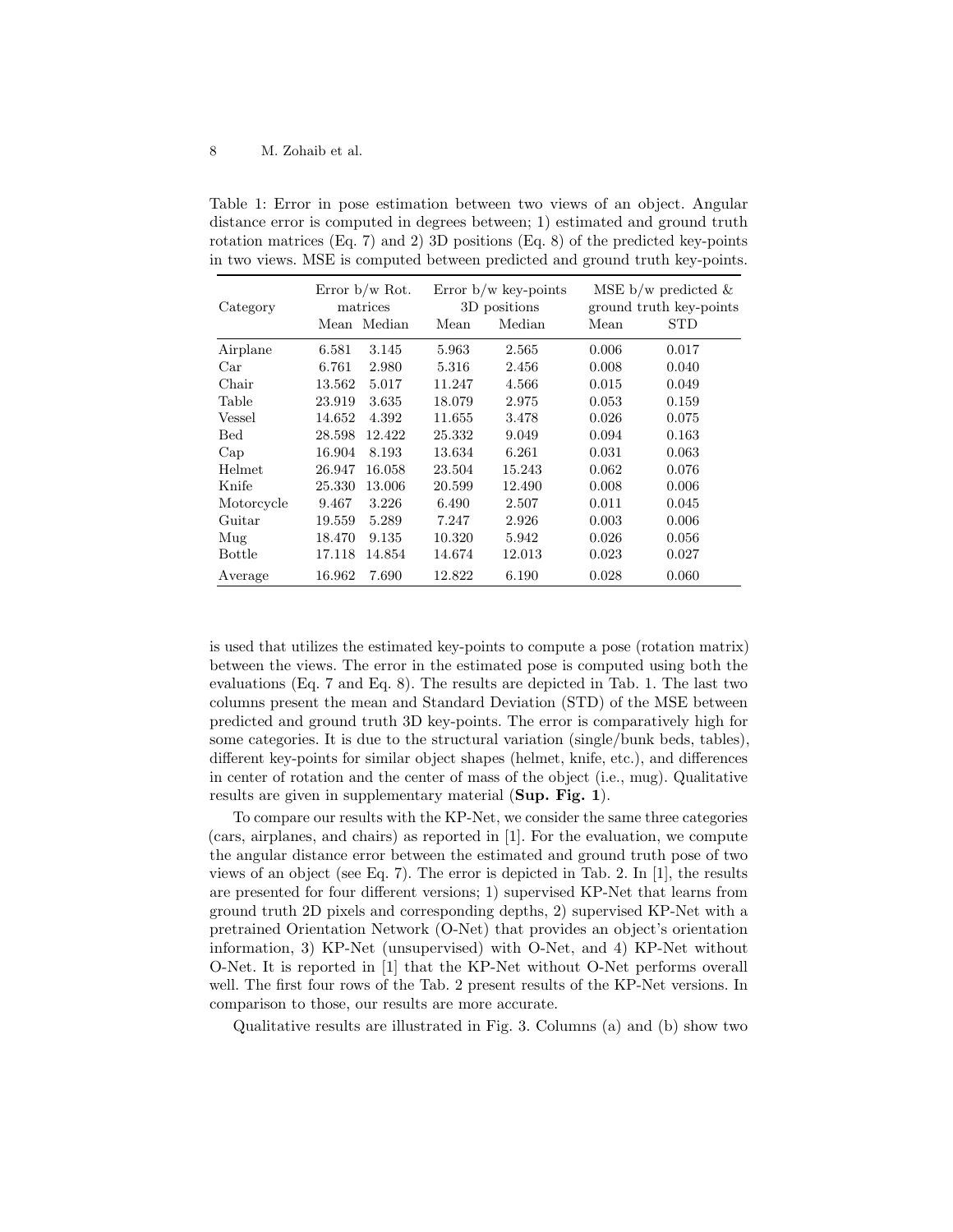Table 1: Error in pose estimation between two views of an object. Angular distance error is computed in degrees between; 1) estimated and ground truth rotation matrices (Eq. 7) and 2) 3D positions (Eq. 8) of the predicted key-points in two views. MSE is computed between predicted and ground truth key-points.

| Category | Error b/w Rot. matrices | | Error b/w key-points 3D positions | | MSE b/w predicted & ground truth key-points | |
|---|---|---|---|---|---|---|
| | Mean | Median | Mean | Median | Mean | STD |
| Airplane | 6.581 | 3.145 | 5.963 | 2.565 | 0.006 | 0.017 |
| Car | 6.761 | 2.980 | 5.316 | 2.456 | 0.008 | 0.040 |
| Chair | 13.562 | 5.017 | 11.247 | 4.566 | 0.015 | 0.049 |
| Table | 23.919 | 3.635 | 18.079 | 2.975 | 0.053 | 0.159 |
| Vessel | 14.652 | 4.392 | 11.655 | 3.478 | 0.026 | 0.075 |
| Bed | 28.598 | 12.422 | 25.332 | 9.049 | 0.094 | 0.163 |
| Cap | 16.904 | 8.193 | 13.634 | 6.261 | 0.031 | 0.063 |
| Helmet | 26.947 | 16.058 | 23.504 | 15.243 | 0.062 | 0.076 |
| Knife | 25.330 | 13.006 | 20.599 | 12.490 | 0.008 | 0.006 |
| Motorcycle | 9.467 | 3.226 | 6.490 | 2.507 | 0.011 | 0.045 |
| Guitar | 19.559 | 5.289 | 7.247 | 2.926 | 0.003 | 0.006 |
| Mug | 18.470 | 9.135 | 10.320 | 5.942 | 0.026 | 0.056 |
| Bottle | 17.118 | 14.854 | 14.674 | 12.013 | 0.023 | 0.027 |
| Average | 16.962 | 7.690 | 12.822 | 6.190 | 0.028 | 0.060 |

is used that utilizes the estimated key-points to compute a pose (rotation matrix) between the views. The error in the estimated pose is computed using both the evaluations (Eq. 7 and Eq. 8). The results are depicted in Tab. 1. The last two columns present the mean and Standard Deviation (STD) of the MSE between predicted and ground truth 3D key-points. The error is comparatively high for some categories. It is due to the structural variation (single/bunk beds, tables), different key-points for similar object shapes (helmet, knife, etc.), and differences in center of rotation and the center of mass of the object (i.e., mug). Qualitative results are given in supplementary material (**Sup. Fig. 1**).

To compare our results with the KP-Net, we consider the same three categories (cars, airplanes, and chairs) as reported in [1]. For the evaluation, we compute the angular distance error between the estimated and ground truth pose of two views of an object (see Eq. 7). The error is depicted in Tab. 2. In [1], the results are presented for four different versions; 1) supervised KP-Net that learns from ground truth 2D pixels and corresponding depths, 2) supervised KP-Net with a pretrained Orientation Network (O-Net) that provides an object's orientation information, 3) KP-Net (unsupervised) with O-Net, and 4) KP-Net without O-Net. It is reported in [1] that the KP-Net without O-Net performs overall well. The first four rows of the Tab. 2 present results of the KP-Net versions. In comparison to those, our results are more accurate.

Qualitative results are illustrated in Fig. 3. Columns (a) and (b) show two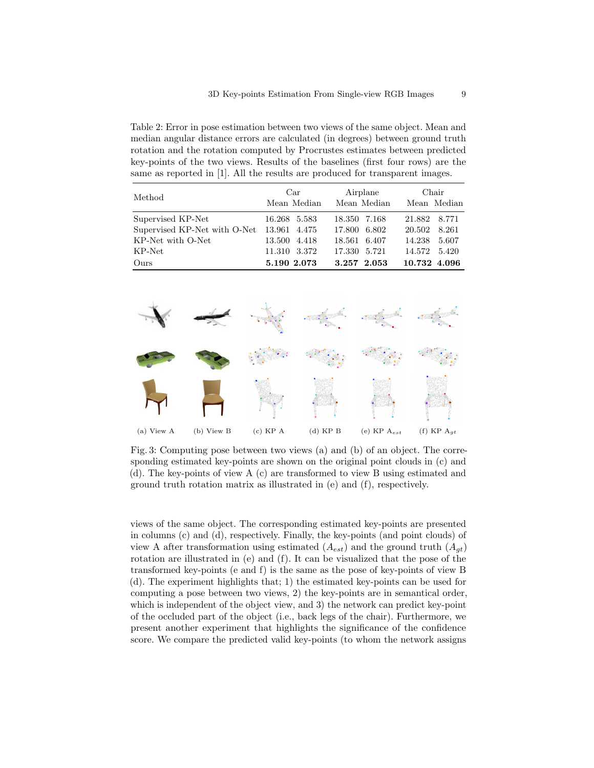Table 2: Error in pose estimation between two views of the same object. Mean and median angular distance errors are calculated (in degrees) between ground truth rotation and the rotation computed by Procrustes estimates between predicted key-points of the two views. Results of the baselines (first four rows) are the same as reported in [1]. All the results are produced for transparent images.

| Method | Car | | Airplane | | Chair | |
|---|---|---|---|---|---|---|
| | Mean | Median | Mean | Median | Mean | Median |
| Supervised KP-Net | 16.268 | 5.583 | 18.350 | 7.168 | 21.882 | 8.771 |
| Supervised KP-Net with O-Net | 13.961 | 4.475 | 17.800 | 6.802 | 20.502 | 8.261 |
| KP-Net with O-Net | 13.500 | 4.418 | 18.561 | 6.407 | 14.238 | 5.607 |
| KP-Net | 11.310 | 3.372 | 17.330 | 5.721 | 14.572 | 5.420 |
| Ours | **5.190** | **2.073** | **3.257** | **2.053** | **10.732** | **4.096** |

(a) View A (b) View B (c) KP A (d) KP B (e) KP $A_{est}$ (f) KP $A_{gt}$

Fig. 3: Computing pose between two views (a) and (b) of an object. The corresponding estimated key-points are shown on the original point clouds in (c) and (d). The key-points of view A (c) are transformed to view B using estimated and ground truth rotation matrix as illustrated in (e) and (f), respectively.

views of the same object. The corresponding estimated key-points are presented in columns (c) and (d), respectively. Finally, the key-points (and point clouds) of view A after transformation using estimated ($A_{est}$) and the ground truth ($A_{gt}$) rotation are illustrated in (e) and (f). It can be visualized that the pose of the transformed key-points (e and f) is the same as the pose of key-points of view B (d). The experiment highlights that; 1) the estimated key-points can be used for computing a pose between two views, 2) the key-points are in semantical order, which is independent of the object view, and 3) the network can predict key-point of the occluded part of the object (i.e., back legs of the chair). Furthermore, we present another experiment that highlights the significance of the confidence score. We compare the predicted valid key-points (to whom the network assigns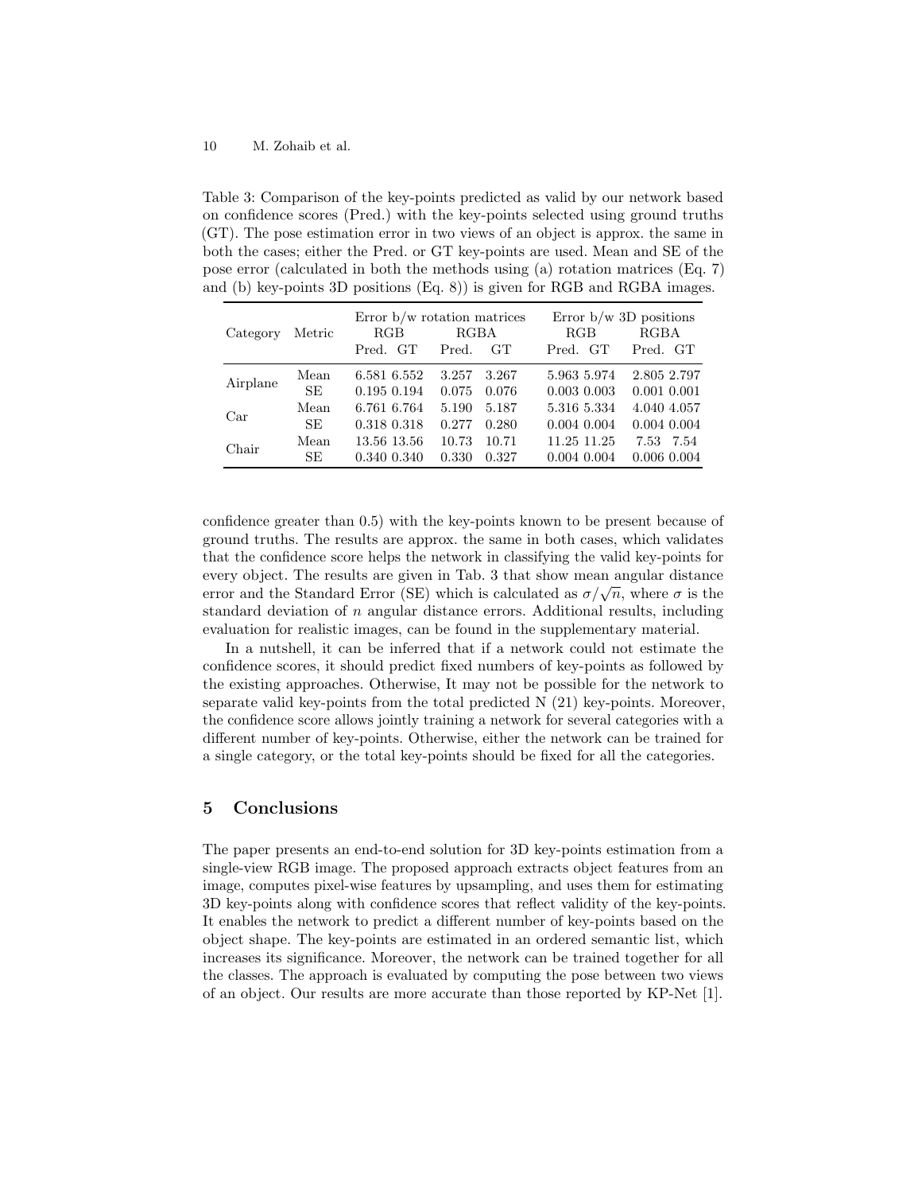Table 3: Comparison of the key-points predicted as valid by our network based on confidence scores (Pred.) with the key-points selected using ground truths (GT). The pose estimation error in two views of an object is approx. the same in both the cases; either the Pred. or GT key-points are used. Mean and SE of the pose error (calculated in both the methods using (a) rotation matrices (Eq. 7) and (b) key-points 3D positions (Eq. 8)) is given for RGB and RGBA images.

| Category | Metric | Error b/w rotation matrices | | | | Error b/w 3D positions | | | |
|---|---|---|---|---|---|---|---|---|---|
| | | RGB | | RGBA | | RGB | | RGBA | |
| | | Pred. | GT | Pred. | GT | Pred. | GT | Pred. | GT |
| Airplane | Mean | 6.581 | 6.552 | 3.257 | 3.267 | 5.963 | 5.974 | 2.805 | 2.797 |
| | SE | 0.195 | 0.194 | 0.075 | 0.076 | 0.003 | 0.003 | 0.001 | 0.001 |
| Car | Mean | 6.761 | 6.764 | 5.190 | 5.187 | 5.316 | 5.334 | 4.040 | 4.057 |
| | SE | 0.318 | 0.318 | 0.277 | 0.280 | 0.004 | 0.004 | 0.004 | 0.004 |
| Chair | Mean | 13.56 | 13.56 | 10.73 | 10.71 | 11.25 | 11.25 | 7.53 | 7.54 |
| | SE | 0.340 | 0.340 | 0.330 | 0.327 | 0.004 | 0.004 | 0.006 | 0.004 |

confidence greater than 0.5) with the key-points known to be present because of ground truths. The results are approx. the same in both cases, which validates that the confidence score helps the network in classifying the valid key-points for every object. The results are given in Tab. 3 that show mean angular distance error and the Standard Error (SE) which is calculated as $\sigma/\sqrt{n}$, where $\sigma$ is the standard deviation of $n$ angular distance errors. Additional results, including evaluation for realistic images, can be found in the supplementary material.

In a nutshell, it can be inferred that if a network could not estimate the confidence scores, it should predict fixed numbers of key-points as followed by the existing approaches. Otherwise, It may not be possible for the network to separate valid key-points from the total predicted N (21) key-points. Moreover, the confidence score allows jointly training a network for several categories with a different number of key-points. Otherwise, either the network can be trained for a single category, or the total key-points should be fixed for all the categories.

## 5 Conclusions

The paper presents an end-to-end solution for 3D key-points estimation from a single-view RGB image. The proposed approach extracts object features from an image, computes pixel-wise features by upsampling, and uses them for estimating 3D key-points along with confidence scores that reflect validity of the key-points. It enables the network to predict a different number of key-points based on the object shape. The key-points are estimated in an ordered semantic list, which increases its significance. Moreover, the network can be trained together for all the classes. The approach is evaluated by computing the pose between two views of an object. Our results are more accurate than those reported by KP-Net [1].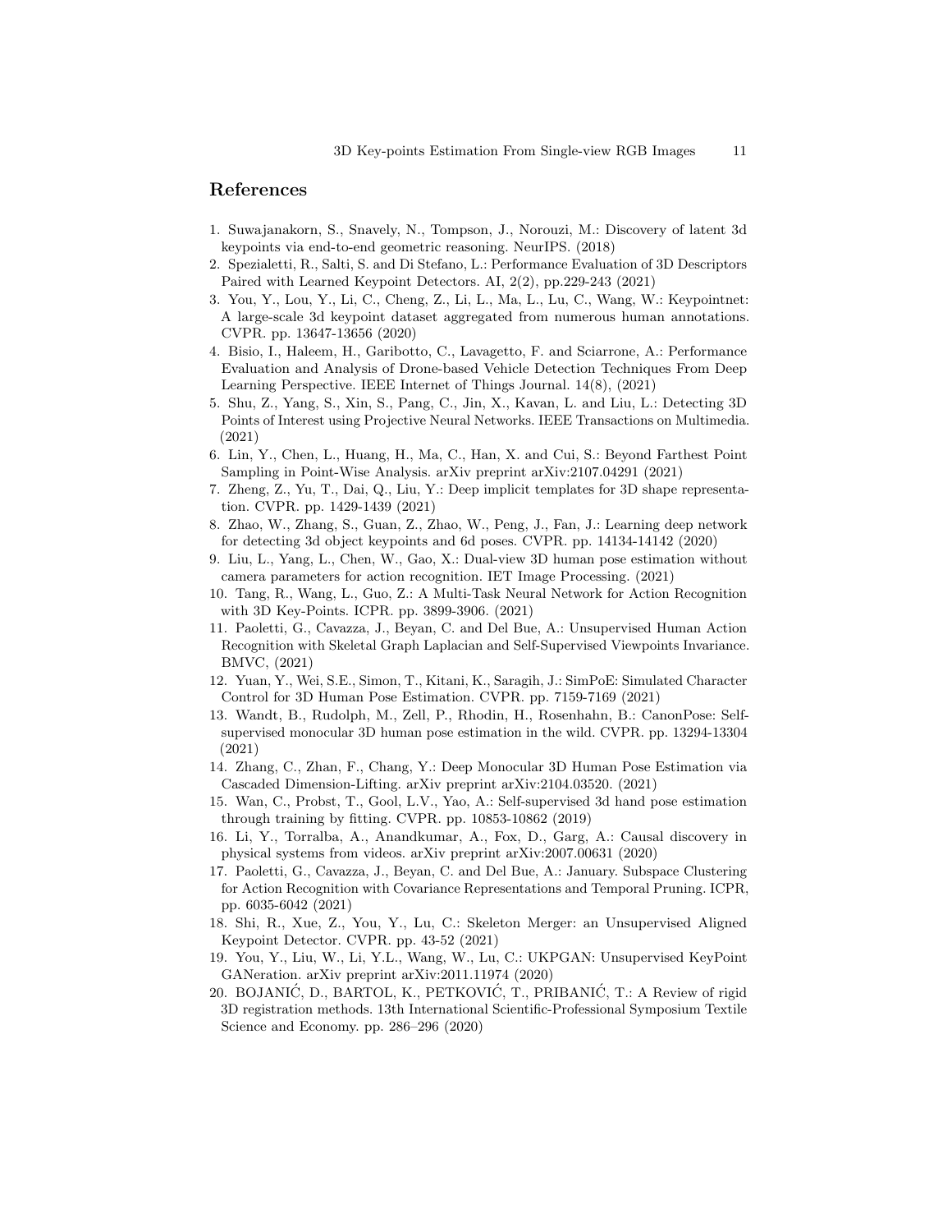## References

1. Suwajanakorn, S., Snavely, N., Tompson, J., Norouzi, M.: Discovery of latent 3d keypoints via end-to-end geometric reasoning. NeurIPS. (2018)
2. Spezialetti, R., Salti, S. and Di Stefano, L.: Performance Evaluation of 3D Descriptors Paired with Learned Keypoint Detectors. AI, 2(2), pp.229-243 (2021)
3. You, Y., Lou, Y., Li, C., Cheng, Z., Li, L., Ma, L., Lu, C., Wang, W.: Keypointnet: A large-scale 3d keypoint dataset aggregated from numerous human annotations. CVPR. pp. 13647-13656 (2020)
4. Bisio, I., Haleem, H., Garibotto, C., Lavagetto, F. and Sciarrone, A.: Performance Evaluation and Analysis of Drone-based Vehicle Detection Techniques From Deep Learning Perspective. IEEE Internet of Things Journal. 14(8), (2021)
5. Shu, Z., Yang, S., Xin, S., Pang, C., Jin, X., Kavan, L. and Liu, L.: Detecting 3D Points of Interest using Projective Neural Networks. IEEE Transactions on Multimedia. (2021)
6. Lin, Y., Chen, L., Huang, H., Ma, C., Han, X. and Cui, S.: Beyond Farthest Point Sampling in Point-Wise Analysis. arXiv preprint arXiv:2107.04291 (2021)
7. Zheng, Z., Yu, T., Dai, Q., Liu, Y.: Deep implicit templates for 3D shape representation. CVPR. pp. 1429-1439 (2021)
8. Zhao, W., Zhang, S., Guan, Z., Zhao, W., Peng, J., Fan, J.: Learning deep network for detecting 3d object keypoints and 6d poses. CVPR. pp. 14134-14142 (2020)
9. Liu, L., Yang, L., Chen, W., Gao, X.: Dual-view 3D human pose estimation without camera parameters for action recognition. IET Image Processing. (2021)
10. Tang, R., Wang, L., Guo, Z.: A Multi-Task Neural Network for Action Recognition with 3D Key-Points. ICPR. pp. 3899-3906. (2021)
11. Paoletti, G., Cavazza, J., Beyan, C. and Del Bue, A.: Unsupervised Human Action Recognition with Skeletal Graph Laplacian and Self-Supervised Viewpoints Invariance. BMVC, (2021)
12. Yuan, Y., Wei, S.E., Simon, T., Kitani, K., Saragih, J.: SimPoE: Simulated Character Control for 3D Human Pose Estimation. CVPR. pp. 7159-7169 (2021)
13. Wandt, B., Rudolph, M., Zell, P., Rhodin, H., Rosenhahn, B.: CanonPose: Self-supervised monocular 3D human pose estimation in the wild. CVPR. pp. 13294-13304 (2021)
14. Zhang, C., Zhan, F., Chang, Y.: Deep Monocular 3D Human Pose Estimation via Cascaded Dimension-Lifting. arXiv preprint arXiv:2104.03520. (2021)
15. Wan, C., Probst, T., Gool, L.V., Yao, A.: Self-supervised 3d hand pose estimation through training by fitting. CVPR. pp. 10853-10862 (2019)
16. Li, Y., Torralba, A., Anandkumar, A., Fox, D., Garg, A.: Causal discovery in physical systems from videos. arXiv preprint arXiv:2007.00631 (2020)
17. Paoletti, G., Cavazza, J., Beyan, C. and Del Bue, A.: January. Subspace Clustering for Action Recognition with Covariance Representations and Temporal Pruning. ICPR, pp. 6035-6042 (2021)
18. Shi, R., Xue, Z., You, Y., Lu, C.: Skeleton Merger: an Unsupervised Aligned Keypoint Detector. CVPR. pp. 43-52 (2021)
19. You, Y., Liu, W., Li, Y.L., Wang, W., Lu, C.: UKPGAN: Unsupervised KeyPoint GANeration. arXiv preprint arXiv:2011.11974 (2020)
20. BOJANIĆ, D., BARTOL, K., PETKOVIĆ, T., PRIBANIĆ, T.: A Review of rigid 3D registration methods. 13th International Scientific-Professional Symposium Textile Science and Economy. pp. 286–296 (2020)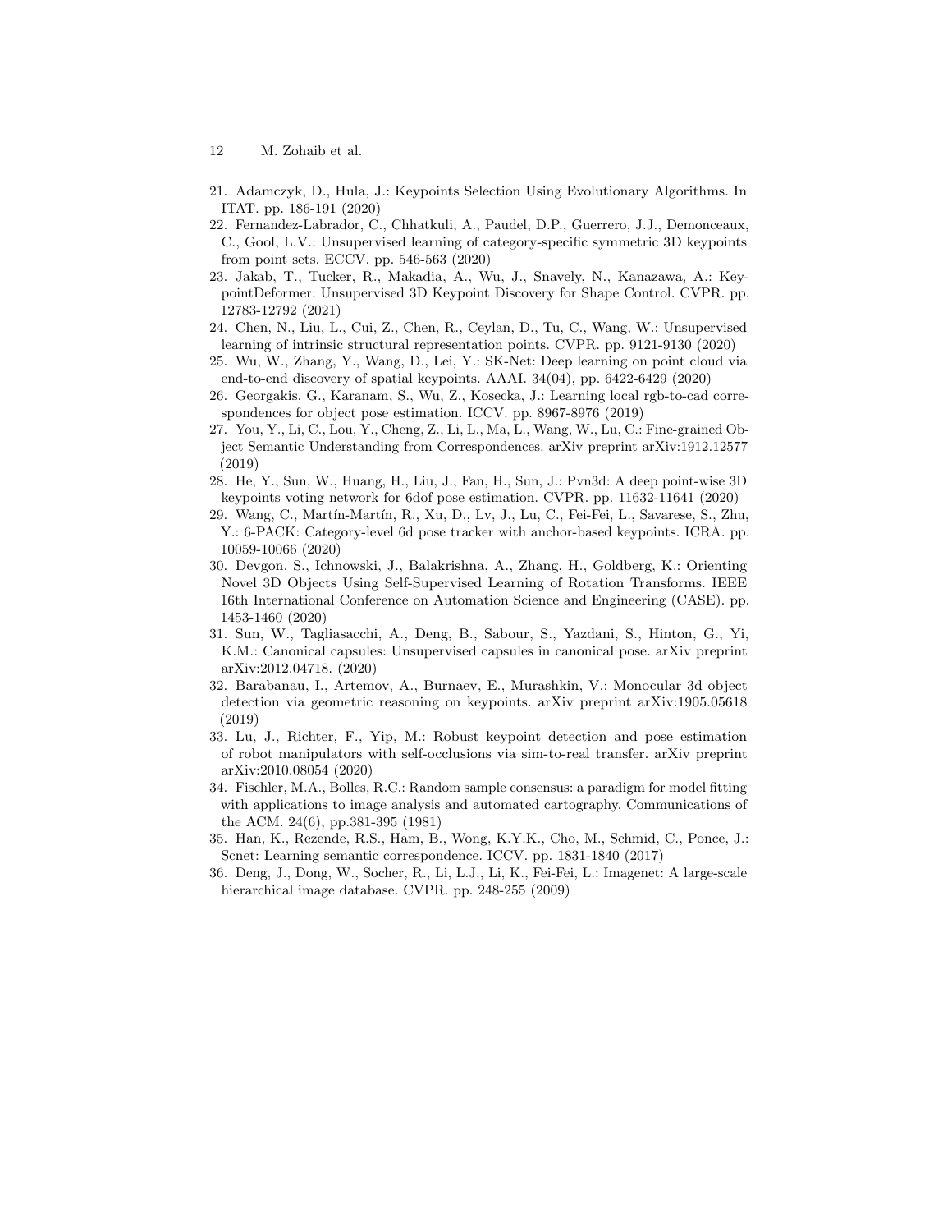21. Adamczyk, D., Hula, J.: Keypoints Selection Using Evolutionary Algorithms. In ITAT. pp. 186-191 (2020)
22. Fernandez-Labrador, C., Chhatkuli, A., Paudel, D.P., Guerrero, J.J., Demonceaux, C., Gool, L.V.: Unsupervised learning of category-specific symmetric 3D keypoints from point sets. ECCV. pp. 546-563 (2020)
23. Jakab, T., Tucker, R., Makadia, A., Wu, J., Snavely, N., Kanazawa, A.: KeypointDeformer: Unsupervised 3D Keypoint Discovery for Shape Control. CVPR. pp. 12783-12792 (2021)
24. Chen, N., Liu, L., Cui, Z., Chen, R., Ceylan, D., Tu, C., Wang, W.: Unsupervised learning of intrinsic structural representation points. CVPR. pp. 9121-9130 (2020)
25. Wu, W., Zhang, Y., Wang, D., Lei, Y.: SK-Net: Deep learning on point cloud via end-to-end discovery of spatial keypoints. AAAI. 34(04), pp. 6422-6429 (2020)
26. Georgakis, G., Karanam, S., Wu, Z., Kosecka, J.: Learning local rgb-to-cad correspondences for object pose estimation. ICCV. pp. 8967-8976 (2019)
27. You, Y., Li, C., Lou, Y., Cheng, Z., Li, L., Ma, L., Wang, W., Lu, C.: Fine-grained Object Semantic Understanding from Correspondences. arXiv preprint arXiv:1912.12577 (2019)
28. He, Y., Sun, W., Huang, H., Liu, J., Fan, H., Sun, J.: Pvn3d: A deep point-wise 3D keypoints voting network for 6dof pose estimation. CVPR. pp. 11632-11641 (2020)
29. Wang, C., Martín-Martín, R., Xu, D., Lv, J., Lu, C., Fei-Fei, L., Savarese, S., Zhu, Y.: 6-PACK: Category-level 6d pose tracker with anchor-based keypoints. ICRA. pp. 10059-10066 (2020)
30. Devgon, S., Ichnowski, J., Balakrishna, A., Zhang, H., Goldberg, K.: Orienting Novel 3D Objects Using Self-Supervised Learning of Rotation Transforms. IEEE 16th International Conference on Automation Science and Engineering (CASE). pp. 1453-1460 (2020)
31. Sun, W., Tagliasacchi, A., Deng, B., Sabour, S., Yazdani, S., Hinton, G., Yi, K.M.: Canonical capsules: Unsupervised capsules in canonical pose. arXiv preprint arXiv:2012.04718. (2020)
32. Barabanau, I., Artemov, A., Burnaev, E., Murashkin, V.: Monocular 3d object detection via geometric reasoning on keypoints. arXiv preprint arXiv:1905.05618 (2019)
33. Lu, J., Richter, F., Yip, M.: Robust keypoint detection and pose estimation of robot manipulators with self-occlusions via sim-to-real transfer. arXiv preprint arXiv:2010.08054 (2020)
34. Fischler, M.A., Bolles, R.C.: Random sample consensus: a paradigm for model fitting with applications to image analysis and automated cartography. Communications of the ACM. 24(6), pp.381-395 (1981)
35. Han, K., Rezende, R.S., Ham, B., Wong, K.Y.K., Cho, M., Schmid, C., Ponce, J.: Scnet: Learning semantic correspondence. ICCV. pp. 1831-1840 (2017)
36. Deng, J., Dong, W., Socher, R., Li, L.J., Li, K., Fei-Fei, L.: Imagenet: A large-scale hierarchical image database. CVPR. pp. 248-255 (2009)